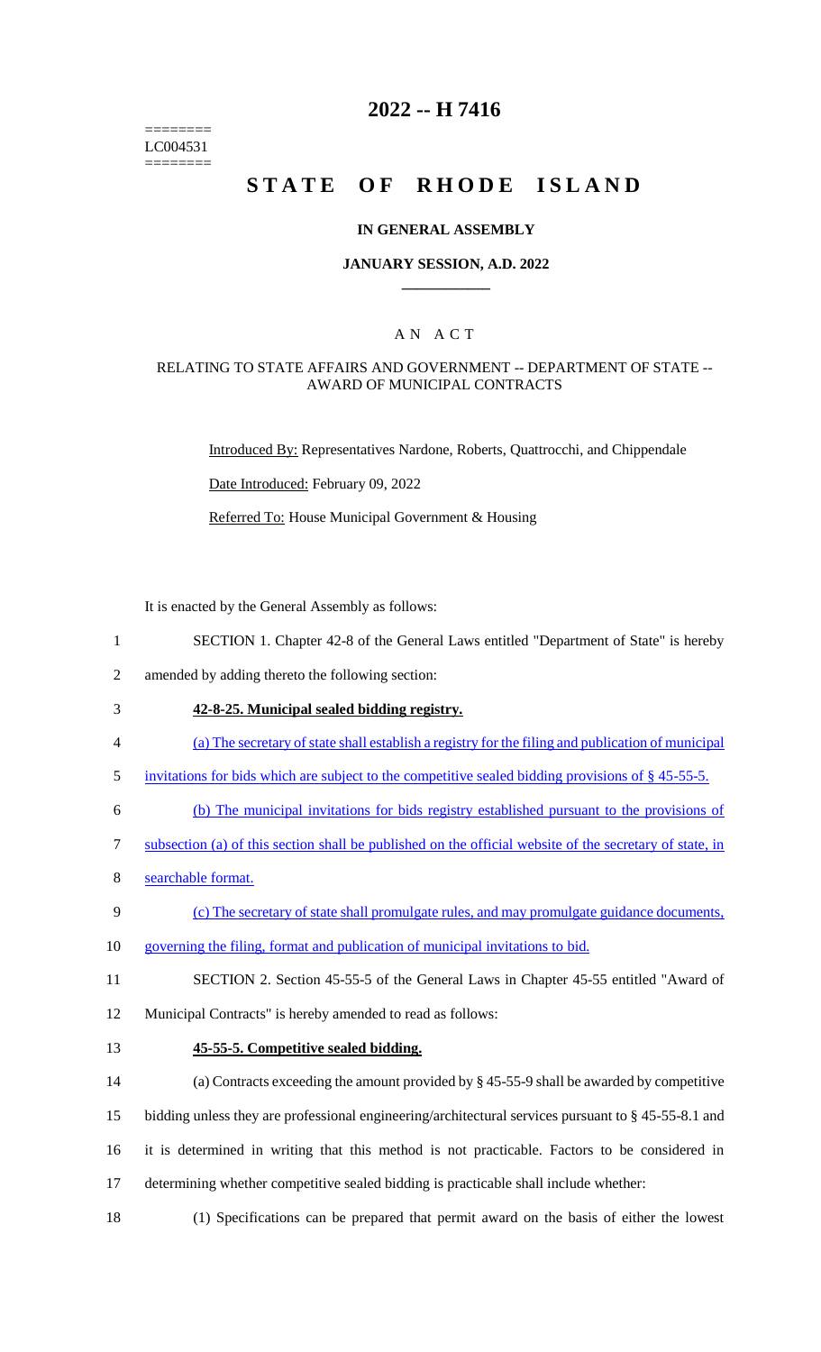========
LC004531
========

# 2022 -- H 7416

# STATE OF RHODE ISLAND

## IN GENERAL ASSEMBLY

### JANUARY SESSION, A.D. 2022

____________

## A N A C T

### RELATING TO STATE AFFAIRS AND GOVERNMENT -- DEPARTMENT OF STATE -- AWARD OF MUNICIPAL CONTRACTS

Introduced By: Representatives Nardone, Roberts, Quattrocchi, and Chippendale

Date Introduced: February 09, 2022

Referred To: House Municipal Government & Housing

It is enacted by the General Assembly as follows:

1 SECTION 1. Chapter 42-8 of the General Laws entitled "Department of State" is hereby
2 amended by adding thereto the following section:

3 **42-8-25. Municipal sealed bidding registry.**

4 (a) The secretary of state shall establish a registry for the filing and publication of municipal
5 invitations for bids which are subject to the competitive sealed bidding provisions of § 45-55-5.

6 (b) The municipal invitations for bids registry established pursuant to the provisions of
7 subsection (a) of this section shall be published on the official website of the secretary of state, in
8 searchable format.

9 (c) The secretary of state shall promulgate rules, and may promulgate guidance documents,
10 governing the filing, format and publication of municipal invitations to bid.

11 SECTION 2. Section 45-55-5 of the General Laws in Chapter 45-55 entitled "Award of
12 Municipal Contracts" is hereby amended to read as follows:

13 **45-55-5. Competitive sealed bidding.**

14 (a) Contracts exceeding the amount provided by § 45-55-9 shall be awarded by competitive
15 bidding unless they are professional engineering/architectural services pursuant to § 45-55-8.1 and
16 it is determined in writing that this method is not practicable. Factors to be considered in
17 determining whether competitive sealed bidding is practicable shall include whether:

18 (1) Specifications can be prepared that permit award on the basis of either the lowest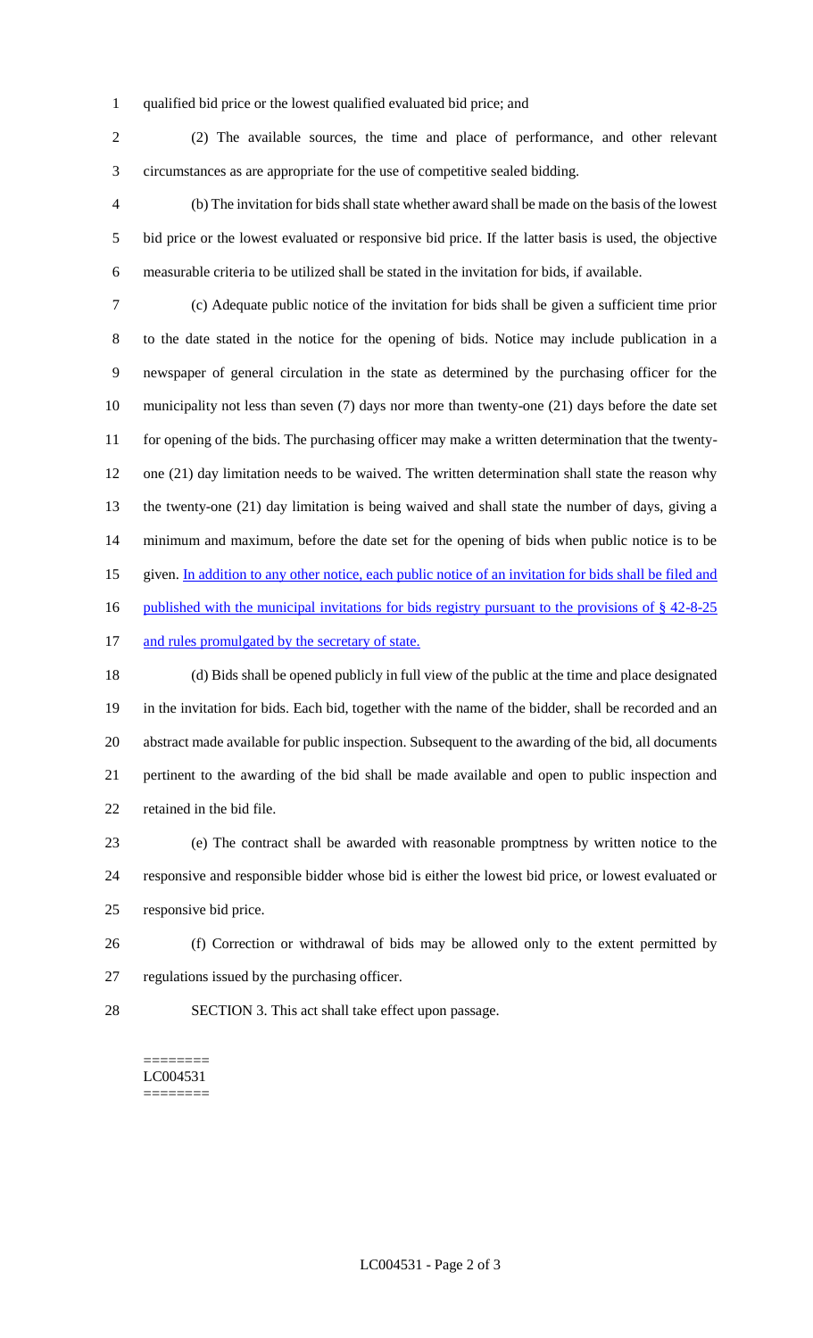qualified bid price or the lowest qualified evaluated bid price; and

(2) The available sources, the time and place of performance, and other relevant circumstances as are appropriate for the use of competitive sealed bidding.

(b) The invitation for bids shall state whether award shall be made on the basis of the lowest bid price or the lowest evaluated or responsive bid price. If the latter basis is used, the objective measurable criteria to be utilized shall be stated in the invitation for bids, if available.

(c) Adequate public notice of the invitation for bids shall be given a sufficient time prior to the date stated in the notice for the opening of bids. Notice may include publication in a newspaper of general circulation in the state as determined by the purchasing officer for the municipality not less than seven (7) days nor more than twenty-one (21) days before the date set for opening of the bids. The purchasing officer may make a written determination that the twenty-one (21) day limitation needs to be waived. The written determination shall state the reason why the twenty-one (21) day limitation is being waived and shall state the number of days, giving a minimum and maximum, before the date set for the opening of bids when public notice is to be given. In addition to any other notice, each public notice of an invitation for bids shall be filed and published with the municipal invitations for bids registry pursuant to the provisions of § 42-8-25 and rules promulgated by the secretary of state.

(d) Bids shall be opened publicly in full view of the public at the time and place designated in the invitation for bids. Each bid, together with the name of the bidder, shall be recorded and an abstract made available for public inspection. Subsequent to the awarding of the bid, all documents pertinent to the awarding of the bid shall be made available and open to public inspection and retained in the bid file.

(e) The contract shall be awarded with reasonable promptness by written notice to the responsive and responsible bidder whose bid is either the lowest bid price, or lowest evaluated or responsive bid price.

(f) Correction or withdrawal of bids may be allowed only to the extent permitted by regulations issued by the purchasing officer.

SECTION 3. This act shall take effect upon passage.

========
LC004531
========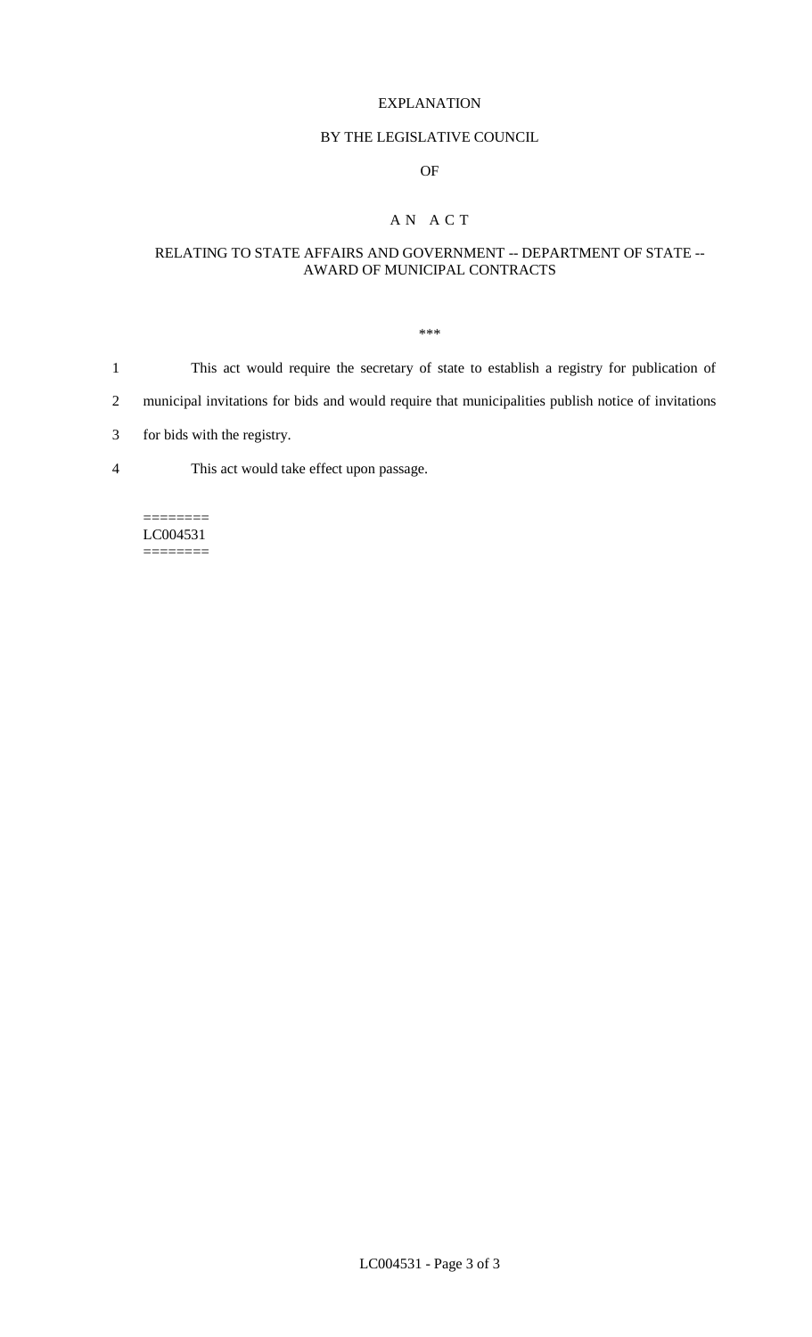EXPLANATION

BY THE LEGISLATIVE COUNCIL

OF

A N A C T

RELATING TO STATE AFFAIRS AND GOVERNMENT -- DEPARTMENT OF STATE -- AWARD OF MUNICIPAL CONTRACTS

\*\*\*

1 This act would require the secretary of state to establish a registry for publication of
2 municipal invitations for bids and would require that municipalities publish notice of invitations
3 for bids with the registry.

4 This act would take effect upon passage.

========
LC004531
========